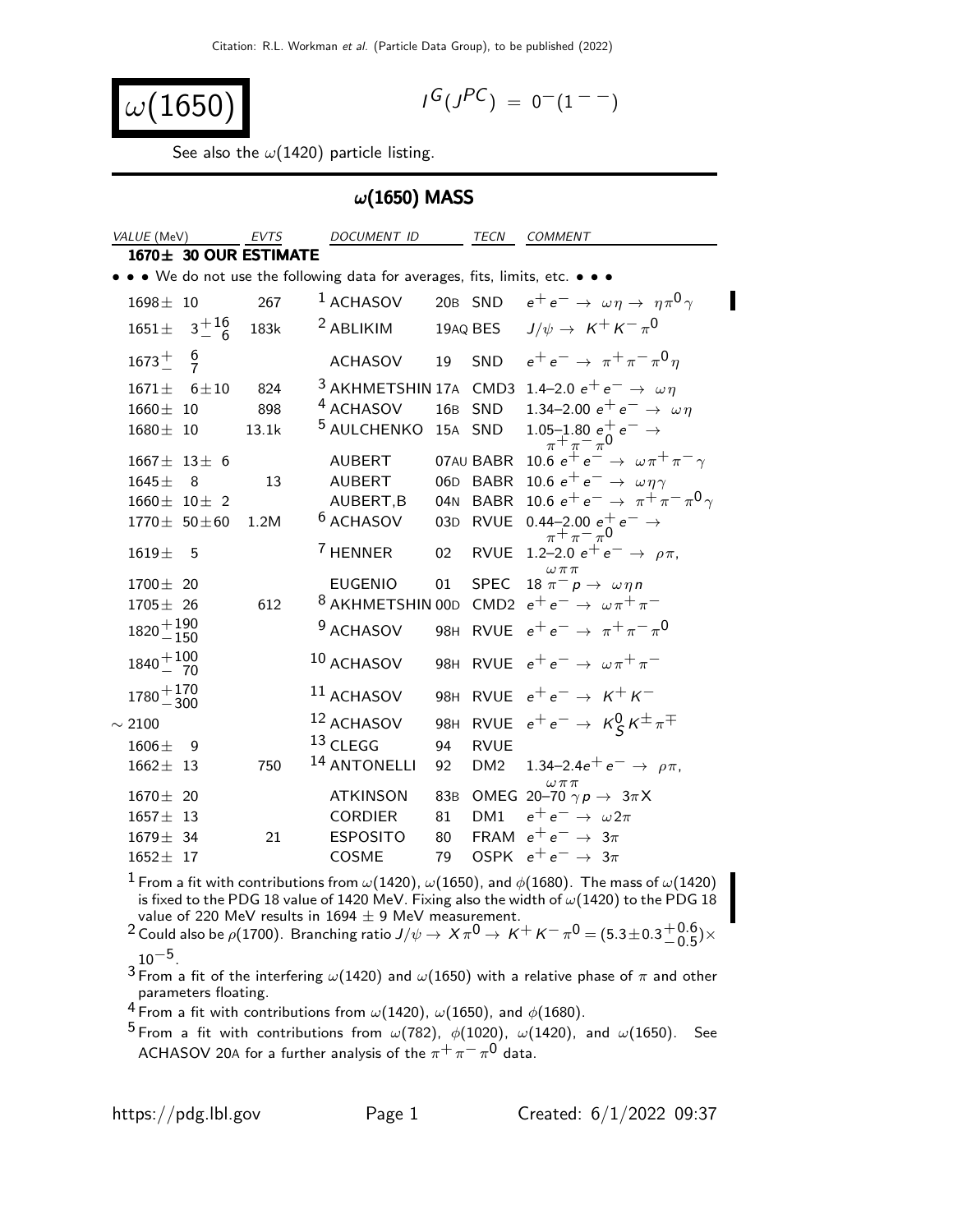Citation: R.L. Workman et al. (Particle Data Group), to be published (2022)

# $\omega(1650)$

$I^G(J^{PC}) = 0^-(1^{--})$

See also the $\omega(1420)$ particle listing.

## $\omega(1650)$ MASS

| VALUE (MeV) | EVTS | DOCUMENT ID | | TECN | COMMENT |
|---|---|---|---|---|---|
| **1670± 30 OUR ESTIMATE** | | | | | |
| • • • We do not use the following data for averages, fits, limits, etc. • • • | | | | | |
| $1698 \pm 10$ | 267 | [1] ACHASOV | 20B | SND | $e^+e^- \to \omega\eta \to \eta\pi^0\gamma$ |
| $1651 \pm 3^{+16}_{-6}$ | 183k | [2] ABLIKIM | 19AQ | BES | $J/\psi \to K^+K^-\pi^0$ |
| $1673^{+6}_{-7}$ | | ACHASOV | 19 | SND | $e^+e^- \to \pi^+\pi^-\pi^0\eta$ |
| $1671 \pm 6 \pm 10$ | 824 | [3] AKHMETSHIN | 17A | CMD3 | 1.4–2.0 $e^+e^- \to \omega\eta$ |
| $1660 \pm 10$ | 898 | [4] ACHASOV | 16B | SND | 1.34–2.00 $e^+e^- \to \omega\eta$ |
| $1680 \pm 10$ | 13.1k | [5] AULCHENKO | 15A | SND | 1.05–1.80 $e^+e^- \to \pi^+\pi^-\pi^0$ |
| $1667 \pm 13 \pm 6$ | | AUBERT | 07AU | BABR | 10.6 $e^+e^- \to \omega\pi^+\pi^-\gamma$ |
| $1645 \pm 8$ | 13 | AUBERT | 06D | BABR | 10.6 $e^+e^- \to \omega\eta\gamma$ |
| $1660 \pm 10 \pm 2$ | | AUBERT,B | 04N | BABR | 10.6 $e^+e^- \to \pi^+\pi^-\pi^0\gamma$ |
| $1770 \pm 50 \pm 60$ | 1.2M | [6] ACHASOV | 03D | RVUE | 0.44–2.00 $e^+e^- \to \pi^+\pi^-\pi^0$ |
| $1619 \pm 5$ | | [7] HENNER | 02 | RVUE | 1.2–2.0 $e^+e^- \to \rho\pi$, $\omega\pi\pi$ |
| $1700 \pm 20$ | | EUGENIO | 01 | SPEC | 18 $\pi^-p \to \omega\eta n$ |
| $1705 \pm 26$ | 612 | [8] AKHMETSHIN | 00D | CMD2 | $e^+e^- \to \omega\pi^+\pi^-$ |
| $1820^{+190}_{-150}$ | | [9] ACHASOV | 98H | RVUE | $e^+e^- \to \pi^+\pi^-\pi^0$ |
| $1840^{+100}_{-70}$ | | [10] ACHASOV | 98H | RVUE | $e^+e^- \to \omega\pi^+\pi^-$ |
| $1780^{+170}_{-300}$ | | [11] ACHASOV | 98H | RVUE | $e^+e^- \to K^+K^-$ |
| $\sim 2100$ | | [12] ACHASOV | 98H | RVUE | $e^+e^- \to K^0_S K^\pm\pi^\mp$ |
| $1606 \pm 9$ | | [13] CLEGG | 94 | RVUE | |
| $1662 \pm 13$ | 750 | [14] ANTONELLI | 92 | DM2 | 1.34–2.4 $e^+e^- \to \rho\pi$, $\omega\pi\pi$ |
| $1670 \pm 20$ | | ATKINSON | 83B | OMEG | 20–70 $\gamma p \to 3\pi X$ |
| $1657 \pm 13$ | | CORDIER | 81 | DM1 | $e^+e^- \to \omega 2\pi$ |
| $1679 \pm 34$ | 21 | ESPOSITO | 80 | FRAM | $e^+e^- \to 3\pi$ |
| $1652 \pm 17$ | | COSME | 79 | OSPK | $e^+e^- \to 3\pi$ |

[1] From a fit with contributions from $\omega(1420)$, $\omega(1650)$, and $\phi(1680)$. The mass of $\omega(1420)$ is fixed to the PDG 18 value of 1420 MeV. Fixing also the width of $\omega(1420)$ to the PDG 18 value of 220 MeV results in $1694 \pm 9$ MeV measurement.

[2] Could also be $\rho(1700)$. Branching ratio $J/\psi \to X\pi^0 \to K^+K^-\pi^0 = (5.3 \pm 0.3^{+0.6}_{-0.5}) \times 10^{-5}$.

[3] From a fit of the interfering $\omega(1420)$ and $\omega(1650)$ with a relative phase of $\pi$ and other parameters floating.

[4] From a fit with contributions from $\omega(1420)$, $\omega(1650)$, and $\phi(1680)$.

[5] From a fit with contributions from $\omega(782)$, $\phi(1020)$, $\omega(1420)$, and $\omega(1650)$. See ACHASOV 20A for a further analysis of the $\pi^+\pi^-\pi^0$ data.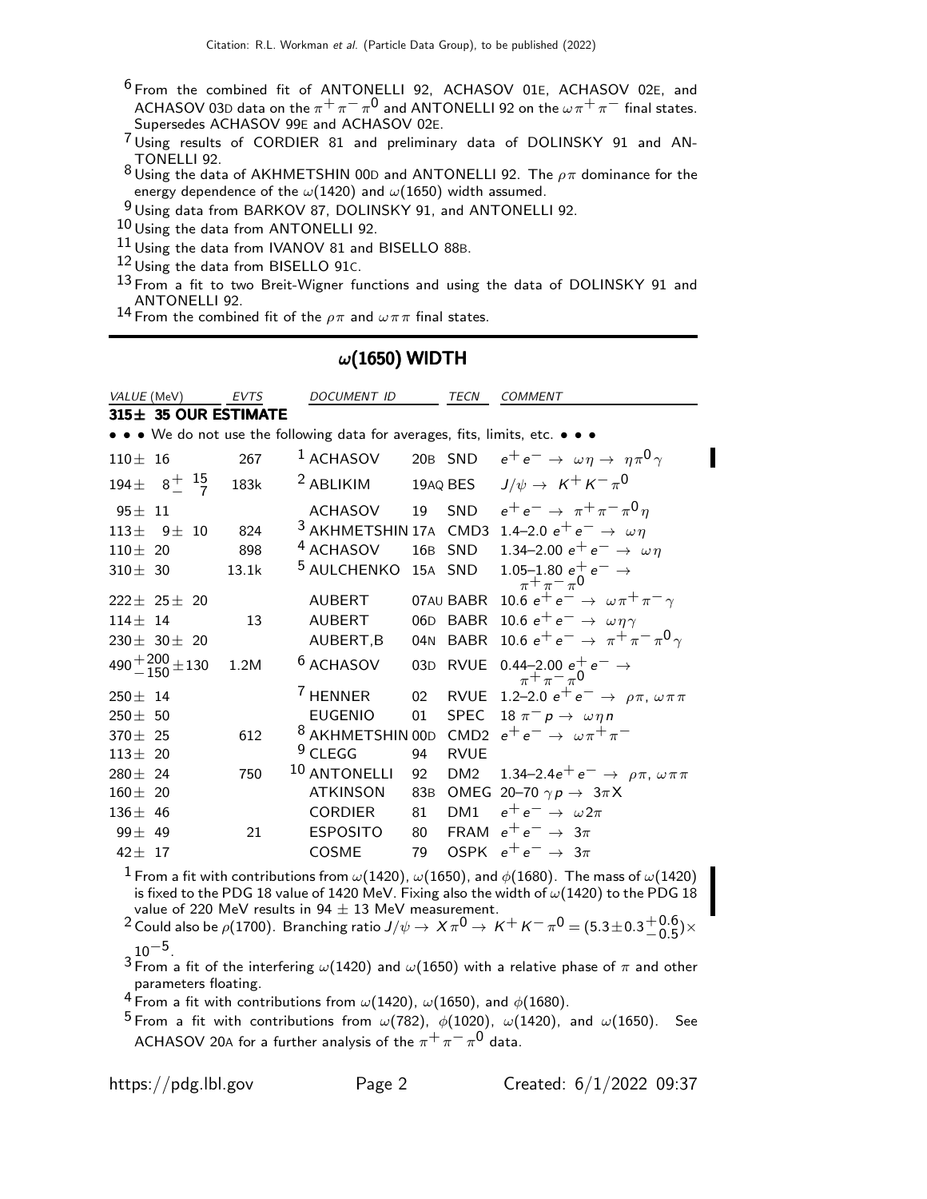[6] From the combined fit of ANTONELLI 92, ACHASOV 01E, ACHASOV 02E, and ACHASOV 03D data on the $\pi^+\pi^-\pi^0$ and ANTONELLI 92 on the $\omega\pi^+\pi^-$ final states. Supersedes ACHASOV 99E and ACHASOV 02E.

[7] Using results of CORDIER 81 and preliminary data of DOLINSKY 91 and ANTONELLI 92.

[8] Using the data of AKHMETSHIN 00D and ANTONELLI 92. The $\rho\pi$ dominance for the energy dependence of the $\omega(1420)$ and $\omega(1650)$ width assumed.

[9] Using data from BARKOV 87, DOLINSKY 91, and ANTONELLI 92.

[10] Using the data from ANTONELLI 92.

[11] Using the data from IVANOV 81 and BISELLO 88B.

[12] Using the data from BISELLO 91C.

[13] From a fit to two Breit-Wigner functions and using the data of DOLINSKY 91 and ANTONELLI 92.

[14] From the combined fit of the $\rho\pi$ and $\omega\pi\pi$ final states.

## $\omega(1650)$ WIDTH

| VALUE (MeV) | EVTS | DOCUMENT ID | | TECN | COMMENT |
|---|---|---|---|---|---|
| **315± 35 OUR ESTIMATE** | | | | | |
| • • • We do not use the following data for averages, fits, limits, etc. • • • | | | | | |
| $110 \pm 16$ | 267 | [1] ACHASOV | 20B | SND | $e^+e^- \rightarrow \omega\eta \rightarrow \eta\pi^0\gamma$ |
| $194 \pm 8^{+15}_{-7}$ | 183k | [2] ABLIKIM | 19AQ | BES | $J/\psi \rightarrow K^+K^-\pi^0$ |
| $95 \pm 11$ | | ACHASOV | 19 | SND | $e^+e^- \rightarrow \pi^+\pi^-\pi^0\eta$ |
| $113 \pm 9 \pm 10$ | 824 | [3] AKHMETSHIN | 17A | CMD3 | 1.4–2.0 $e^+e^- \rightarrow \omega\eta$ |
| $110 \pm 20$ | 898 | [4] ACHASOV | 16B | SND | 1.34–2.00 $e^+e^- \rightarrow \omega\eta$ |
| $310 \pm 30$ | 13.1k | [5] AULCHENKO | 15A | SND | 1.05–1.80 $e^+e^- \rightarrow \pi^+\pi^-\pi^0$ |
| $222 \pm 25 \pm 20$ | | AUBERT | 07AU | BABR | 10.6 $e^+e^- \rightarrow \omega\pi^+\pi^-\gamma$ |
| $114 \pm 14$ | 13 | AUBERT | 06D | BABR | 10.6 $e^+e^- \rightarrow \omega\eta\gamma$ |
| $230 \pm 30 \pm 20$ | | AUBERT,B | 04N | BABR | 10.6 $e^+e^- \rightarrow \pi^+\pi^-\pi^0\gamma$ |
| $490^{+200}_{-150} \pm 130$ | 1.2M | [6] ACHASOV | 03D | RVUE | 0.44–2.00 $e^+e^- \rightarrow \pi^+\pi^-\pi^0$ |
| $250 \pm 14$ | | [7] HENNER | 02 | RVUE | 1.2–2.0 $e^+e^- \rightarrow \rho\pi, \omega\pi\pi$ |
| $250 \pm 50$ | | EUGENIO | 01 | SPEC | 18 $\pi^-p \rightarrow \omega\eta n$ |
| $370 \pm 25$ | 612 | [8] AKHMETSHIN | 00D | CMD2 | $e^+e^- \rightarrow \omega\pi^+\pi^-$ |
| $113 \pm 20$ | | [9] CLEGG | 94 | RVUE | |
| $280 \pm 24$ | 750 | [10] ANTONELLI | 92 | DM2 | 1.34–2.4 $e^+e^- \rightarrow \rho\pi, \omega\pi\pi$ |
| $160 \pm 20$ | | ATKINSON | 83B | OMEG | 20–70 $\gamma p \rightarrow 3\pi X$ |
| $136 \pm 46$ | | CORDIER | 81 | DM1 | $e^+e^- \rightarrow \omega 2\pi$ |
| $99 \pm 49$ | 21 | ESPOSITO | 80 | FRAM | $e^+e^- \rightarrow 3\pi$ |
| $42 \pm 17$ | | COSME | 79 | OSPK | $e^+e^- \rightarrow 3\pi$ |

[1] From a fit with contributions from $\omega(1420)$, $\omega(1650)$, and $\phi(1680)$. The mass of $\omega(1420)$ is fixed to the PDG 18 value of 1420 MeV. Fixing also the width of $\omega(1420)$ to the PDG 18 value of 220 MeV results in $94 \pm 13$ MeV measurement.

[2] Could also be $\rho(1700)$. Branching ratio $J/\psi \rightarrow X\pi^0 \rightarrow K^+K^-\pi^0 = (5.3 \pm 0.3^{+0.6}_{-0.5}) \times 10^{-5}$.

[3] From a fit of the interfering $\omega(1420)$ and $\omega(1650)$ with a relative phase of $\pi$ and other parameters floating.

[4] From a fit with contributions from $\omega(1420)$, $\omega(1650)$, and $\phi(1680)$.

[5] From a fit with contributions from $\omega(782)$, $\phi(1020)$, $\omega(1420)$, and $\omega(1650)$. See ACHASOV 20A for a further analysis of the $\pi^+\pi^-\pi^0$ data.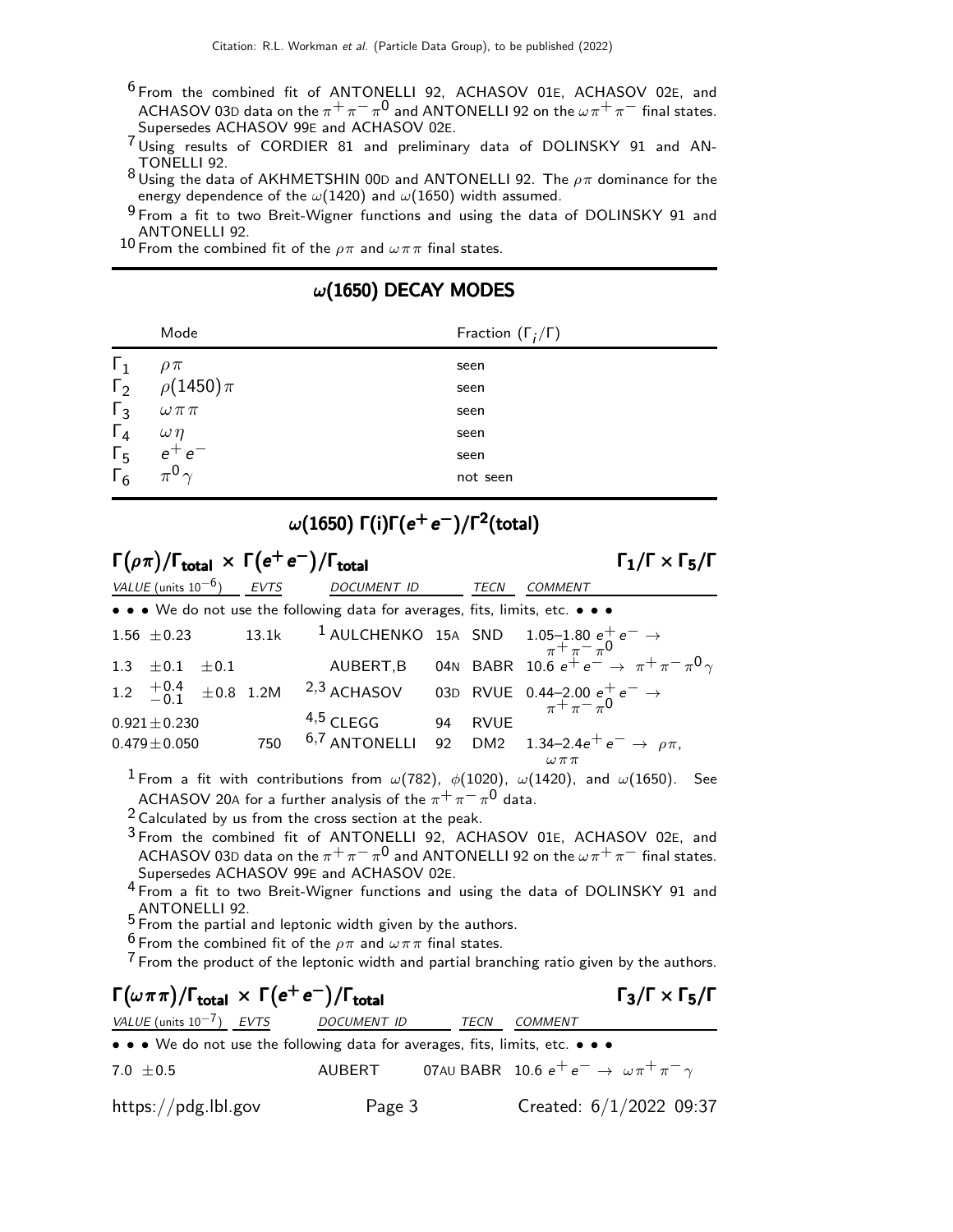[6] From the combined fit of ANTONELLI 92, ACHASOV 01E, ACHASOV 02E, and ACHASOV 03D data on the $\pi^+\pi^-\pi^0$ and ANTONELLI 92 on the $\omega\pi^+\pi^-$ final states. Supersedes ACHASOV 99E and ACHASOV 02E.

[7] Using results of CORDIER 81 and preliminary data of DOLINSKY 91 and ANTONELLI 92.

[8] Using the data of AKHMETSHIN 00D and ANTONELLI 92. The $\rho\pi$ dominance for the energy dependence of the $\omega(1420)$ and $\omega(1650)$ width assumed.

[9] From a fit to two Breit-Wigner functions and using the data of DOLINSKY 91 and ANTONELLI 92.

[10] From the combined fit of the $\rho\pi$ and $\omega\pi\pi$ final states.

## $\omega(1650)$ DECAY MODES

| | Mode | Fraction ($\Gamma_i/\Gamma$) |
|---|---|---|
| $\Gamma_1$ | $\rho\pi$ | seen |
| $\Gamma_2$ | $\rho(1450)\pi$ | seen |
| $\Gamma_3$ | $\omega\pi\pi$ | seen |
| $\Gamma_4$ | $\omega\eta$ | seen |
| $\Gamma_5$ | $e^+e^-$ | seen |
| $\Gamma_6$ | $\pi^0\gamma$ | not seen |

## $\omega(1650)$ $\Gamma(i)\Gamma(e^+e^-)/\Gamma^2(\text{total})$

### $\Gamma(\rho\pi)/\Gamma_{\text{total}} \times \Gamma(e^+e^-)/\Gamma_{\text{total}}$ — $\Gamma_1/\Gamma \times \Gamma_5/\Gamma$

| VALUE (units $10^{-6}$) | EVTS | DOCUMENT ID | | TECN | COMMENT |
|---|---|---|---|---|---|
| • • • We do not use the following data for averages, fits, limits, etc. • • • | | | | | |
| $1.56 \pm 0.23$ | 13.1k | [1] AULCHENKO | 15A | SND | 1.05–1.80 $e^+e^- \rightarrow \pi^+\pi^-\pi^0$ |
| $1.3 \pm 0.1 \pm 0.1$ | | AUBERT,B | 04N | BABR | 10.6 $e^+e^- \rightarrow \pi^+\pi^-\pi^0\gamma$ |
| $1.2\ ^{+0.4}_{-0.1} \pm 0.8$ | 1.2M | [2,3] ACHASOV | 03D | RVUE | 0.44–2.00 $e^+e^- \rightarrow \pi^+\pi^-\pi^0$ |
| $0.921 \pm 0.230$ | | [4,5] CLEGG | 94 | RVUE | |
| $0.479 \pm 0.050$ | 750 | [6,7] ANTONELLI | 92 | DM2 | 1.34–2.4$e^+e^- \rightarrow \rho\pi$, $\omega\pi\pi$ |

[1] From a fit with contributions from $\omega(782)$, $\phi(1020)$, $\omega(1420)$, and $\omega(1650)$. See ACHASOV 20A for a further analysis of the $\pi^+\pi^-\pi^0$ data.

[2] Calculated by us from the cross section at the peak.

[3] From the combined fit of ANTONELLI 92, ACHASOV 01E, ACHASOV 02E, and ACHASOV 03D data on the $\pi^+\pi^-\pi^0$ and ANTONELLI 92 on the $\omega\pi^+\pi^-$ final states. Supersedes ACHASOV 99E and ACHASOV 02E.

[4] From a fit to two Breit-Wigner functions and using the data of DOLINSKY 91 and ANTONELLI 92.

[5] From the partial and leptonic width given by the authors.

[6] From the combined fit of the $\rho\pi$ and $\omega\pi\pi$ final states.

[7] From the product of the leptonic width and partial branching ratio given by the authors.

### $\Gamma(\omega\pi\pi)/\Gamma_{\text{total}} \times \Gamma(e^+e^-)/\Gamma_{\text{total}}$ — $\Gamma_3/\Gamma \times \Gamma_5/\Gamma$

| VALUE (units $10^{-7}$) | EVTS | DOCUMENT ID | | TECN | COMMENT |
|---|---|---|---|---|---|
| • • • We do not use the following data for averages, fits, limits, etc. • • • | | | | | |
| $7.0 \pm 0.5$ | | AUBERT | 07AU | BABR | 10.6 $e^+e^- \rightarrow \omega\pi^+\pi^-\gamma$ |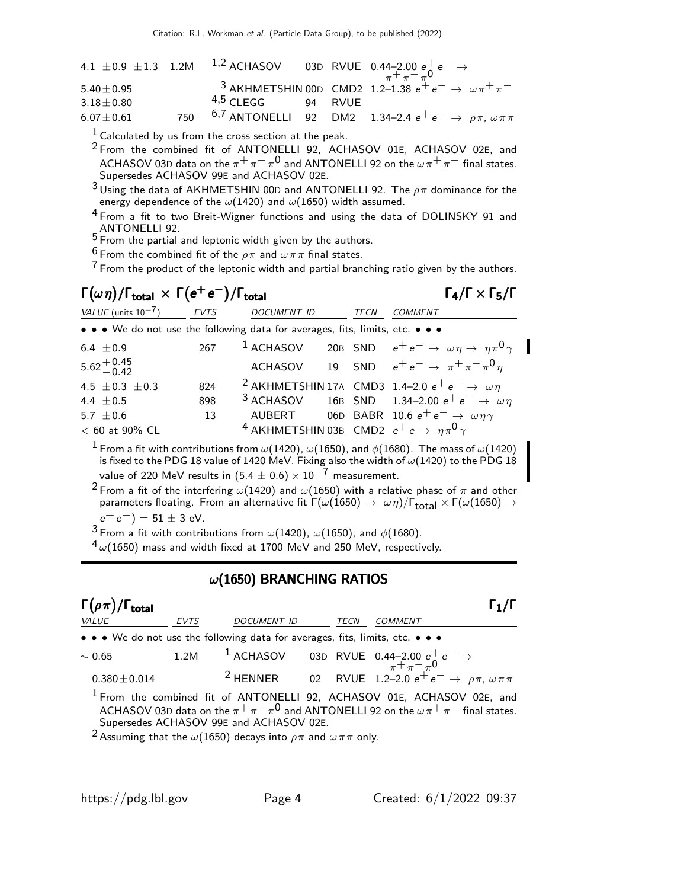| | | | | | |
|---|---|---|---|---|---|
| $4.1 \pm 0.9 \pm 1.3$ | 1.2M | [1,2] ACHASOV | 03D | RVUE | 0.44–2.00 $e^+ e^- \to \pi^+ \pi^- \pi^0$ |
| $5.40 \pm 0.95$ | | [3] AKHMETSHIN | 00D | CMD2 | 1.2–1.38 $e^+ e^- \to \omega \pi^+ \pi^-$ |
| $3.18 \pm 0.80$ | | [4,5] CLEGG | 94 | RVUE | |
| $6.07 \pm 0.61$ | 750 | [6,7] ANTONELLI | 92 | DM2 | 1.34–2.4 $e^+ e^- \to \rho\pi, \omega\pi\pi$ |

[1] Calculated by us from the cross section at the peak.

[2] From the combined fit of ANTONELLI 92, ACHASOV 01E, ACHASOV 02E, and ACHASOV 03D data on the $\pi^+ \pi^- \pi^0$ and ANTONELLI 92 on the $\omega \pi^+ \pi^-$ final states. Supersedes ACHASOV 99E and ACHASOV 02E.

[3] Using the data of AKHMETSHIN 00D and ANTONELLI 92. The $\rho\pi$ dominance for the energy dependence of the $\omega(1420)$ and $\omega(1650)$ width assumed.

[4] From a fit to two Breit-Wigner functions and using the data of DOLINSKY 91 and ANTONELLI 92.

[5] From the partial and leptonic width given by the authors.

[6] From the combined fit of the $\rho\pi$ and $\omega\pi\pi$ final states.

[7] From the product of the leptonic width and partial branching ratio given by the authors.

### $\Gamma(\omega\eta)/\Gamma_{\text{total}} \times \Gamma(e^+ e^-)/\Gamma_{\text{total}}$ $\Gamma_4/\Gamma \times \Gamma_5/\Gamma$

| VALUE (units $10^{-7}$) | EVTS | DOCUMENT ID | | TECN | COMMENT |
|---|---|---|---|---|---|
| • • • We do not use the following data for averages, fits, limits, etc. • • • | | | | | |
| $6.4 \pm 0.9$ | 267 | [1] ACHASOV | 20B | SND | $e^+ e^- \to \omega\eta \to \eta\pi^0\gamma$ |
| $5.62^{+0.45}_{-0.42}$ | | ACHASOV | 19 | SND | $e^+ e^- \to \pi^+ \pi^- \pi^0 \eta$ |
| $4.5 \pm 0.3 \pm 0.3$ | 824 | [2] AKHMETSHIN | 17A | CMD3 | 1.4–2.0 $e^+ e^- \to \omega\eta$ |
| $4.4 \pm 0.5$ | 898 | [3] ACHASOV | 16B | SND | 1.34–2.00 $e^+ e^- \to \omega\eta$ |
| $5.7 \pm 0.6$ | 13 | AUBERT | 06D | BABR | 10.6 $e^+ e^- \to \omega\eta\gamma$ |
| $< 60$ at 90% CL | | [4] AKHMETSHIN | 03B | CMD2 | $e^+ e \to \eta\pi^0\gamma$ |

[1] From a fit with contributions from $\omega(1420)$, $\omega(1650)$, and $\phi(1680)$. The mass of $\omega(1420)$ is fixed to the PDG 18 value of 1420 MeV. Fixing also the width of $\omega(1420)$ to the PDG 18 value of 220 MeV results in $(5.4 \pm 0.6) \times 10^{-7}$ measurement.

[2] From a fit of the interfering $\omega(1420)$ and $\omega(1650)$ with a relative phase of $\pi$ and other parameters floating. From an alternative fit $\Gamma(\omega(1650) \to \omega\eta)/\Gamma_{\text{total}} \times \Gamma(\omega(1650) \to e^+ e^-) = 51 \pm 3$ eV.

[3] From a fit with contributions from $\omega(1420)$, $\omega(1650)$, and $\phi(1680)$.

[4] $\omega(1650)$ mass and width fixed at 1700 MeV and 250 MeV, respectively.

## $\omega(1650)$ BRANCHING RATIOS

### $\Gamma(\rho\pi)/\Gamma_{\text{total}}$ $\Gamma_1/\Gamma$

| VALUE | EVTS | DOCUMENT ID | | TECN | COMMENT |
|---|---|---|---|---|---|
| • • • We do not use the following data for averages, fits, limits, etc. • • • | | | | | |
| $\sim 0.65$ | 1.2M | [1] ACHASOV | 03D | RVUE | 0.44–2.00 $e^+ e^- \to \pi^+ \pi^- \pi^0$ |
| $0.380 \pm 0.014$ | | [2] HENNER | 02 | RVUE | 1.2–2.0 $e^+ e^- \to \rho\pi, \omega\pi\pi$ |

[1] From the combined fit of ANTONELLI 92, ACHASOV 01E, ACHASOV 02E, and ACHASOV 03D data on the $\pi^+ \pi^- \pi^0$ and ANTONELLI 92 on the $\omega \pi^+ \pi^-$ final states. Supersedes ACHASOV 99E and ACHASOV 02E.

[2] Assuming that the $\omega(1650)$ decays into $\rho\pi$ and $\omega\pi\pi$ only.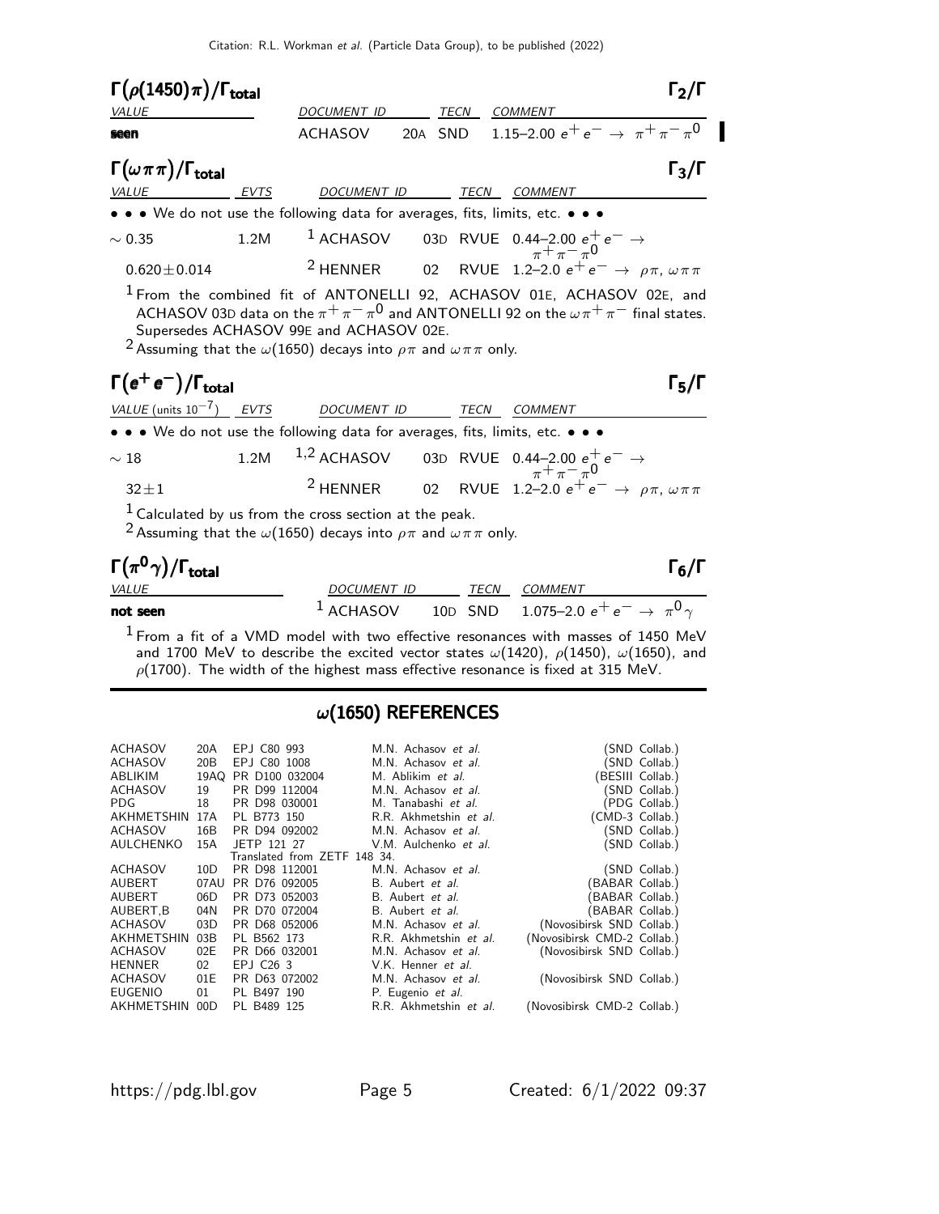## $\Gamma(\rho(1450)\pi)/\Gamma_{total}$ $\Gamma_2/\Gamma$

| VALUE | DOCUMENT ID | | TECN | COMMENT |
|---|---|---|---|---|
| **seen** | ACHASOV | 20A | SND | 1.15–2.00 $e^+e^- \rightarrow \pi^+\pi^-\pi^0$ |

## $\Gamma(\omega\pi\pi)/\Gamma_{total}$ $\Gamma_3/\Gamma$

| VALUE | EVTS | DOCUMENT ID | | TECN | COMMENT |
|---|---|---|---|---|---|
| • • • We do not use the following data for averages, fits, limits, etc. • • • | | | | | |
| $\sim 0.35$ | 1.2M | [1] ACHASOV | 03D | RVUE | 0.44–2.00 $e^+e^- \rightarrow \pi^+\pi^-\pi^0$ |
| $0.620 \pm 0.014$ | | [2] HENNER | 02 | RVUE | 1.2–2.0 $e^+e^- \rightarrow \rho\pi, \omega\pi\pi$ |

[1] From the combined fit of ANTONELLI 92, ACHASOV 01E, ACHASOV 02E, and ACHASOV 03D data on the $\pi^+\pi^-\pi^0$ and ANTONELLI 92 on the $\omega\pi^+\pi^-$ final states. Supersedes ACHASOV 99E and ACHASOV 02E.

[2] Assuming that the $\omega(1650)$ decays into $\rho\pi$ and $\omega\pi\pi$ only.

## $\Gamma(e^+e^-)/\Gamma_{total}$ $\Gamma_5/\Gamma$

| VALUE (units $10^{-7}$) | EVTS | DOCUMENT ID | | TECN | COMMENT |
|---|---|---|---|---|---|
| • • • We do not use the following data for averages, fits, limits, etc. • • • | | | | | |
| $\sim 18$ | 1.2M | [1,2] ACHASOV | 03D | RVUE | 0.44–2.00 $e^+e^- \rightarrow \pi^+\pi^-\pi^0$ |
| $32 \pm 1$ | | [2] HENNER | 02 | RVUE | 1.2–2.0 $e^+e^- \rightarrow \rho\pi, \omega\pi\pi$ |

[1] Calculated by us from the cross section at the peak.

[2] Assuming that the $\omega(1650)$ decays into $\rho\pi$ and $\omega\pi\pi$ only.

## $\Gamma(\pi^0\gamma)/\Gamma_{total}$ $\Gamma_6/\Gamma$

| VALUE | DOCUMENT ID | | TECN | COMMENT |
|---|---|---|---|---|
| **not seen** | [1] ACHASOV | 10D | SND | 1.075–2.0 $e^+e^- \rightarrow \pi^0\gamma$ |

[1] From a fit of a VMD model with two effective resonances with masses of 1450 MeV and 1700 MeV to describe the excited vector states $\omega(1420)$, $\rho(1450)$, $\omega(1650)$, and $\rho(1700)$. The width of the highest mass effective resonance is fixed at 315 MeV.

# $\omega(1650)$ REFERENCES

| | | | | |
|---|---|---|---|---|
| ACHASOV | 20A | EPJ C80 993 | M.N. Achasov *et al.* | (SND Collab.) |
| ACHASOV | 20B | EPJ C80 1008 | M.N. Achasov *et al.* | (SND Collab.) |
| ABLIKIM | 19AQ | PR D100 032004 | M. Ablikim *et al.* | (BESIII Collab.) |
| ACHASOV | 19 | PR D99 112004 | M.N. Achasov *et al.* | (SND Collab.) |
| PDG | 18 | PR D98 030001 | M. Tanabashi *et al.* | (PDG Collab.) |
| AKHMETSHIN | 17A | PL B773 150 | R.R. Akhmetshin *et al.* | (CMD-3 Collab.) |
| ACHASOV | 16B | PR D94 092002 | M.N. Achasov *et al.* | (SND Collab.) |
| AULCHENKO | 15A | JETP 121 27 | V.M. Aulchenko *et al.* | (SND Collab.) |
| | | Translated from ZETF 148 34. | | |
| ACHASOV | 10D | PR D98 112001 | M.N. Achasov *et al.* | (SND Collab.) |
| AUBERT | 07AU | PR D76 092005 | B. Aubert *et al.* | (BABAR Collab.) |
| AUBERT | 06D | PR D73 052003 | B. Aubert *et al.* | (BABAR Collab.) |
| AUBERT,B | 04N | PR D70 072004 | B. Aubert *et al.* | (BABAR Collab.) |
| ACHASOV | 03D | PR D68 052006 | M.N. Achasov *et al.* | (Novosibirsk SND Collab.) |
| AKHMETSHIN | 03B | PL B562 173 | R.R. Akhmetshin *et al.* | (Novosibirsk CMD-2 Collab.) |
| ACHASOV | 02E | PR D66 032001 | M.N. Achasov *et al.* | (Novosibirsk SND Collab.) |
| HENNER | 02 | EPJ C26 3 | V.K. Henner *et al.* | |
| ACHASOV | 01E | PR D63 072002 | M.N. Achasov *et al.* | (Novosibirsk SND Collab.) |
| EUGENIO | 01 | PL B497 190 | P. Eugenio *et al.* | |
| AKHMETSHIN | 00D | PL B489 125 | R.R. Akhmetshin *et al.* | (Novosibirsk CMD-2 Collab.) |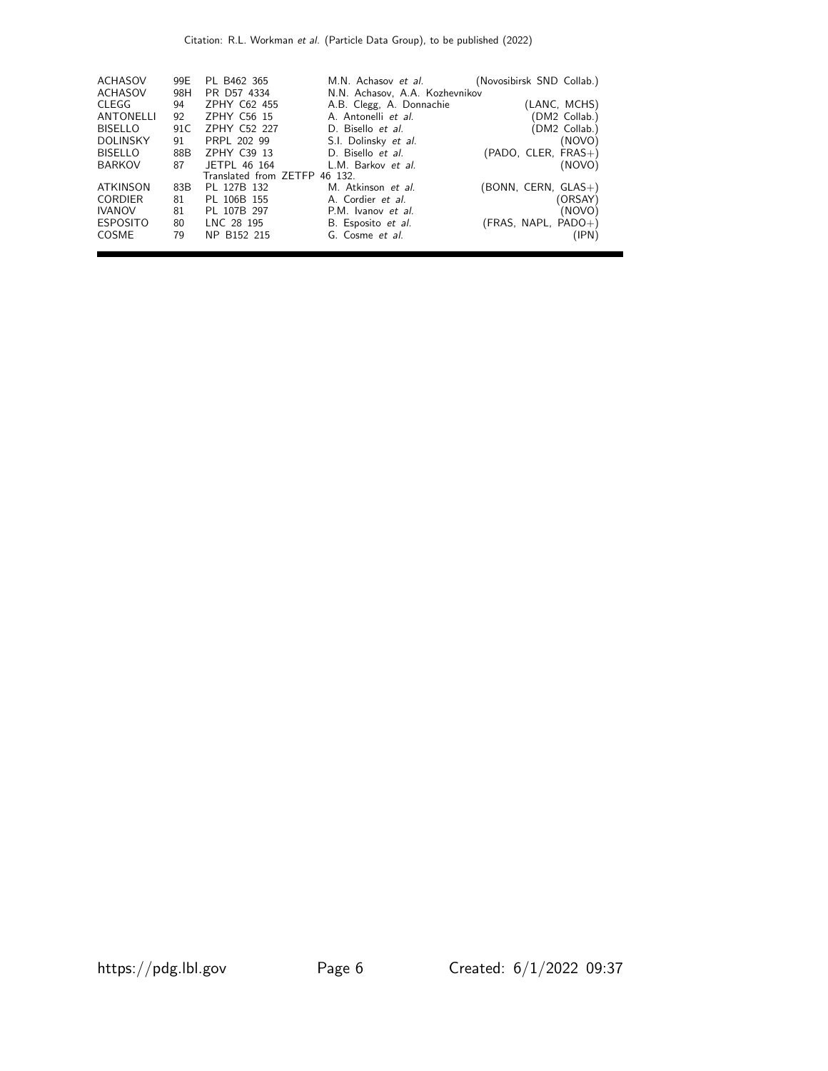| | | | | |
|---|---|---|---|---|
| ACHASOV | 99E | PL B462 365 | M.N. Achasov *et al.* | (Novosibirsk SND Collab.) |
| ACHASOV | 98H | PR D57 4334 | N.N. Achasov, A.A. Kozhevnikov | |
| CLEGG | 94 | ZPHY C62 455 | A.B. Clegg, A. Donnachie | (LANC, MCHS) |
| ANTONELLI | 92 | ZPHY C56 15 | A. Antonelli *et al.* | (DM2 Collab.) |
| BISELLO | 91C | ZPHY C52 227 | D. Bisello *et al.* | (DM2 Collab.) |
| DOLINSKY | 91 | PRPL 202 99 | S.I. Dolinsky *et al.* | (NOVO) |
| BISELLO | 88B | ZPHY C39 13 | D. Bisello *et al.* | (PADO, CLER, FRAS+) |
| BARKOV | 87 | JETPL 46 164 | L.M. Barkov *et al.* | (NOVO) |
| | | Translated from ZETFP 46 132. | | |
| ATKINSON | 83B | PL 127B 132 | M. Atkinson *et al.* | (BONN, CERN, GLAS+) |
| CORDIER | 81 | PL 106B 155 | A. Cordier *et al.* | (ORSAY) |
| IVANOV | 81 | PL 107B 297 | P.M. Ivanov *et al.* | (NOVO) |
| ESPOSITO | 80 | LNC 28 195 | B. Esposito *et al.* | (FRAS, NAPL, PADO+) |
| COSME | 79 | NP B152 215 | G. Cosme *et al.* | (IPN) |